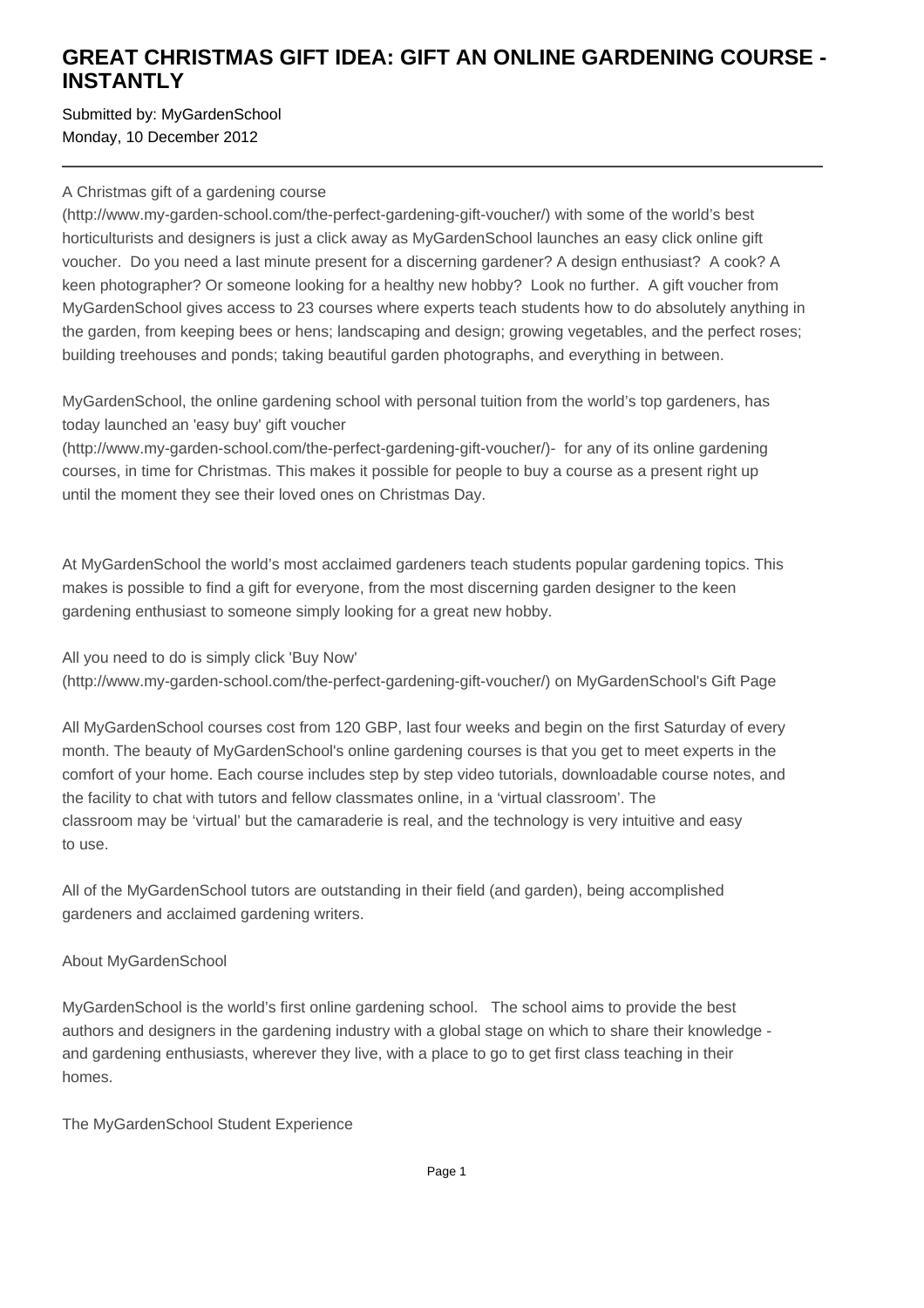# GREAT CHRISTMAS GIFT IDEA: GIFT AN ONLINE GARDENING COURSE - INSTANTLY

Submitted by: MyGardenSchool
Monday, 10 December 2012

---

A Christmas gift of a gardening course (http://www.my-garden-school.com/the-perfect-gardening-gift-voucher/) with some of the world's best horticulturists and designers is just a click away as MyGardenSchool launches an easy click online gift voucher. Do you need a last minute present for a discerning gardener? A design enthusiast? A cook? A keen photographer? Or someone looking for a healthy new hobby? Look no further. A gift voucher from MyGardenSchool gives access to 23 courses where experts teach students how to do absolutely anything in the garden, from keeping bees or hens; landscaping and design; growing vegetables, and the perfect roses; building treehouses and ponds; taking beautiful garden photographs, and everything in between.

MyGardenSchool, the online gardening school with personal tuition from the world's top gardeners, has today launched an 'easy buy' gift voucher (http://www.my-garden-school.com/the-perfect-gardening-gift-voucher/)- for any of its online gardening courses, in time for Christmas. This makes it possible for people to buy a course as a present right up until the moment they see their loved ones on Christmas Day.

At MyGardenSchool the world's most acclaimed gardeners teach students popular gardening topics. This makes is possible to find a gift for everyone, from the most discerning garden designer to the keen gardening enthusiast to someone simply looking for a great new hobby.

All you need to do is simply click 'Buy Now' (http://www.my-garden-school.com/the-perfect-gardening-gift-voucher/) on MyGardenSchool's Gift Page

All MyGardenSchool courses cost from 120 GBP, last four weeks and begin on the first Saturday of every month. The beauty of MyGardenSchool's online gardening courses is that you get to meet experts in the comfort of your home. Each course includes step by step video tutorials, downloadable course notes, and the facility to chat with tutors and fellow classmates online, in a 'virtual classroom'. The classroom may be 'virtual' but the camaraderie is real, and the technology is very intuitive and easy to use.

All of the MyGardenSchool tutors are outstanding in their field (and garden), being accomplished gardeners and acclaimed gardening writers.

About MyGardenSchool

MyGardenSchool is the world's first online gardening school. The school aims to provide the best authors and designers in the gardening industry with a global stage on which to share their knowledge - and gardening enthusiasts, wherever they live, with a place to go to get first class teaching in their homes.

The MyGardenSchool Student Experience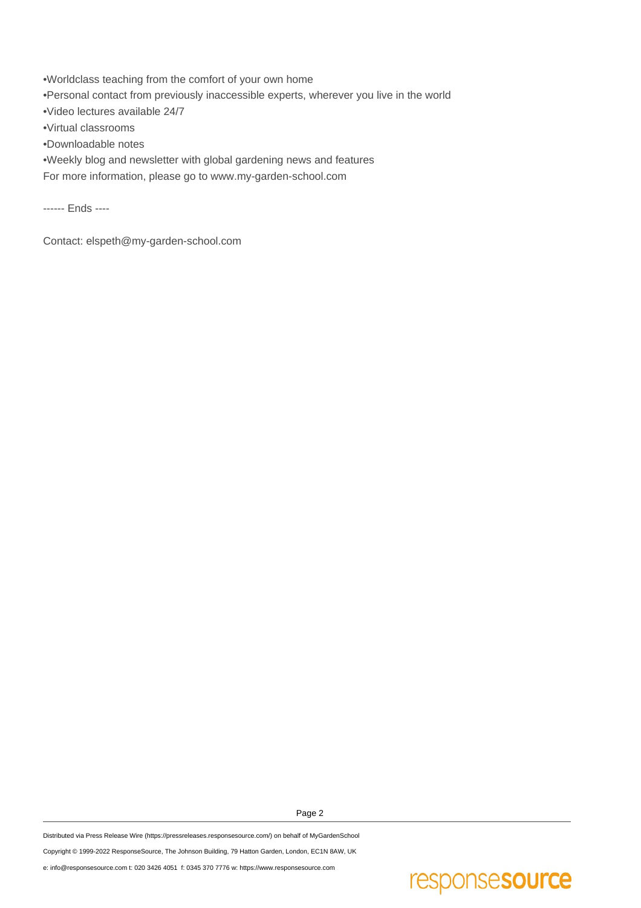•Worldclass teaching from the comfort of your own home
•Personal contact from previously inaccessible experts, wherever you live in the world
•Video lectures available 24/7
•Virtual classrooms
•Downloadable notes
•Weekly blog and newsletter with global gardening news and features
For more information, please go to www.my-garden-school.com

------ Ends ----

Contact: elspeth@my-garden-school.com